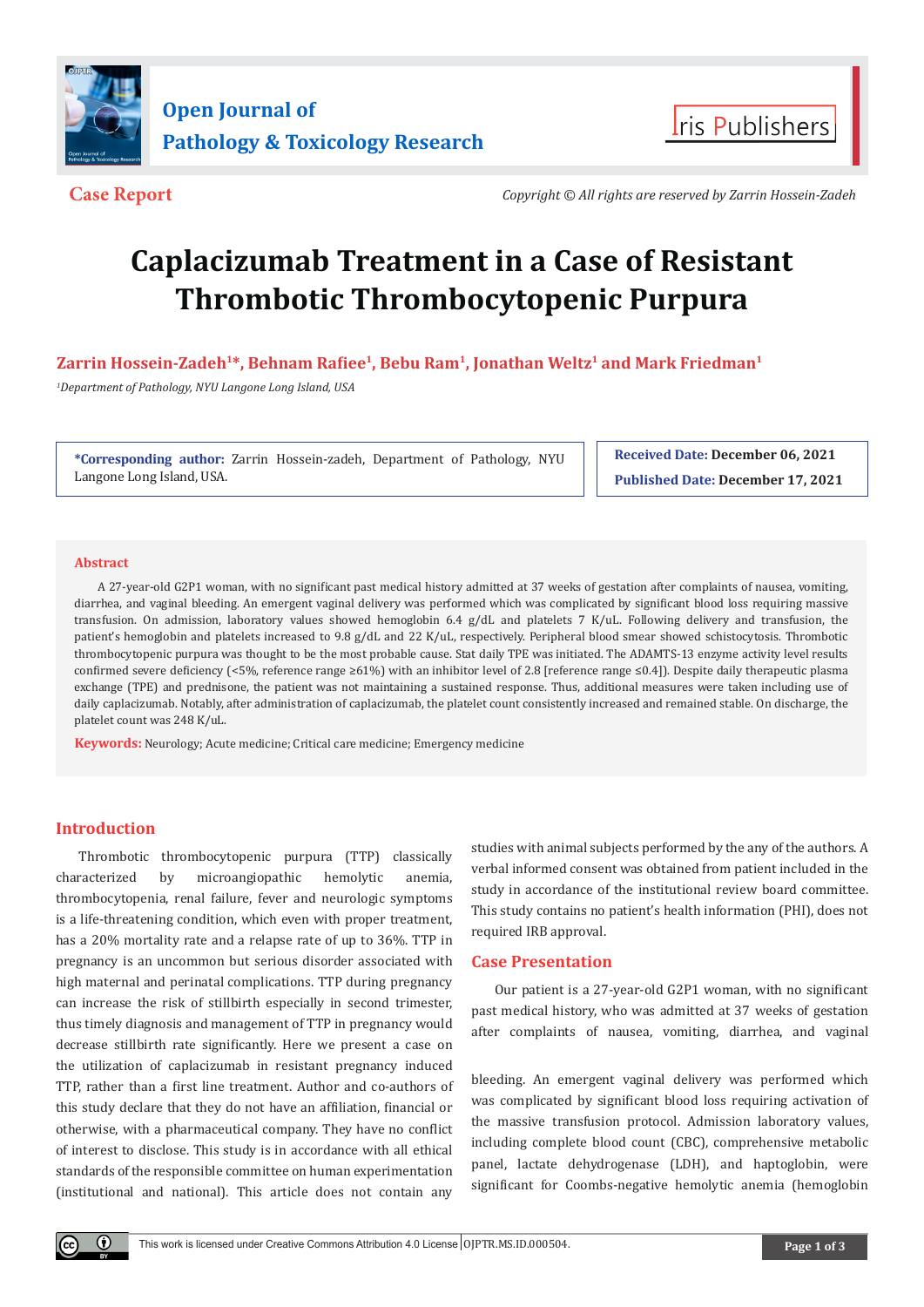Case Report

Copyright © All rights are reserved by Zarrin Hossein-Zadeh

# Caplacizumab Treatment in a Case of Resistant Thrombotic Thrombocytopenic Purpura

**Zarrin Hossein-Zadeh[1]*, Behnam Rafiee[1], Bebu Ram[1], Jonathan Weltz[1] and Mark Friedman[1]**

[1]*Department of Pathology, NYU Langone Long Island, USA*

**\*Corresponding author:** Zarrin Hossein-zadeh, Department of Pathology, NYU Langone Long Island, USA.

**Received Date:** December 06, 2021

**Published Date:** December 17, 2021

## Abstract

A 27-year-old G2P1 woman, with no significant past medical history admitted at 37 weeks of gestation after complaints of nausea, vomiting, diarrhea, and vaginal bleeding. An emergent vaginal delivery was performed which was complicated by significant blood loss requiring massive transfusion. On admission, laboratory values showed hemoglobin 6.4 g/dL and platelets 7 K/uL. Following delivery and transfusion, the patient's hemoglobin and platelets increased to 9.8 g/dL and 22 K/uL, respectively. Peripheral blood smear showed schistocytosis. Thrombotic thrombocytopenic purpura was thought to be the most probable cause. Stat daily TPE was initiated. The ADAMTS-13 enzyme activity level results confirmed severe deficiency (<5%, reference range ≥61%) with an inhibitor level of 2.8 [reference range ≤0.4]). Despite daily therapeutic plasma exchange (TPE) and prednisone, the patient was not maintaining a sustained response. Thus, additional measures were taken including use of daily caplacizumab. Notably, after administration of caplacizumab, the platelet count consistently increased and remained stable. On discharge, the platelet count was 248 K/uL.

**Keywords:** Neurology; Acute medicine; Critical care medicine; Emergency medicine

## Introduction

Thrombotic thrombocytopenic purpura (TTP) classically characterized by microangiopathic hemolytic anemia, thrombocytopenia, renal failure, fever and neurologic symptoms is a life-threatening condition, which even with proper treatment, has a 20% mortality rate and a relapse rate of up to 36%. TTP in pregnancy is an uncommon but serious disorder associated with high maternal and perinatal complications. TTP during pregnancy can increase the risk of stillbirth especially in second trimester, thus timely diagnosis and management of TTP in pregnancy would decrease stillbirth rate significantly. Here we present a case on the utilization of caplacizumab in resistant pregnancy induced TTP, rather than a first line treatment. Author and co-authors of this study declare that they do not have an affiliation, financial or otherwise, with a pharmaceutical company. They have no conflict of interest to disclose. This study is in accordance with all ethical standards of the responsible committee on human experimentation (institutional and national). This article does not contain any studies with animal subjects performed by the any of the authors. A verbal informed consent was obtained from patient included in the study in accordance of the institutional review board committee. This study contains no patient's health information (PHI), does not required IRB approval.

## Case Presentation

Our patient is a 27-year-old G2P1 woman, with no significant past medical history, who was admitted at 37 weeks of gestation after complaints of nausea, vomiting, diarrhea, and vaginal bleeding. An emergent vaginal delivery was performed which was complicated by significant blood loss requiring activation of the massive transfusion protocol. Admission laboratory values, including complete blood count (CBC), comprehensive metabolic panel, lactate dehydrogenase (LDH), and haptoglobin, were significant for Coombs-negative hemolytic anemia (hemoglobin

This work is licensed under Creative Commons Attribution 4.0 License OJPTR.MS.ID.000504.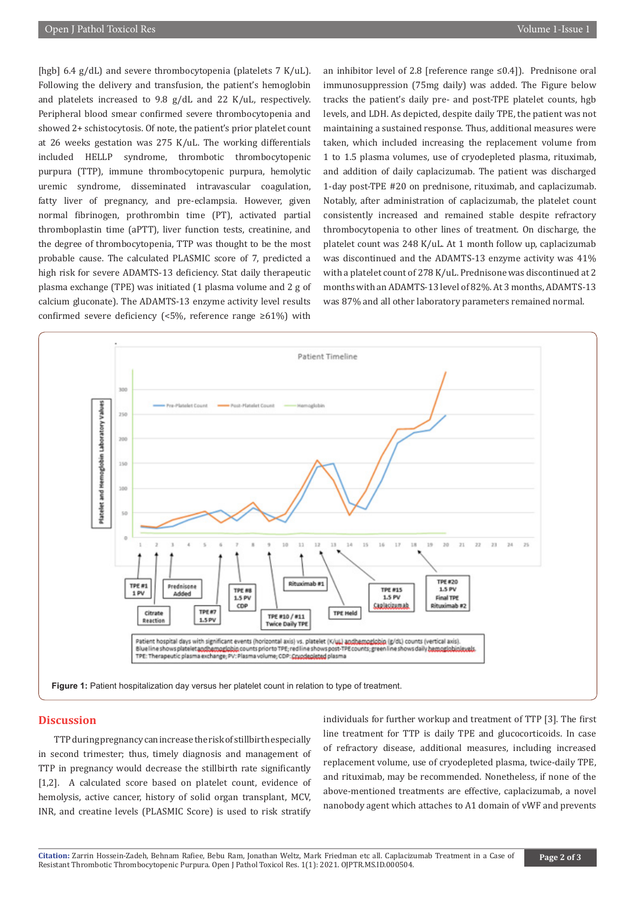[hgb] 6.4 g/dL) and severe thrombocytopenia (platelets 7 K/uL). Following the delivery and transfusion, the patient's hemoglobin and platelets increased to 9.8 g/dL and 22 K/uL, respectively. Peripheral blood smear confirmed severe thrombocytopenia and showed 2+ schistocytosis. Of note, the patient's prior platelet count at 26 weeks gestation was 275 K/uL. The working differentials included HELLP syndrome, thrombotic thrombocytopenic purpura (TTP), immune thrombocytopenic purpura, hemolytic uremic syndrome, disseminated intravascular coagulation, fatty liver of pregnancy, and pre-eclampsia. However, given normal fibrinogen, prothrombin time (PT), activated partial thromboplastin time (aPTT), liver function tests, creatinine, and the degree of thrombocytopenia, TTP was thought to be the most probable cause. The calculated PLASMIC score of 7, predicted a high risk for severe ADAMTS-13 deficiency. Stat daily therapeutic plasma exchange (TPE) was initiated (1 plasma volume and 2 g of calcium gluconate). The ADAMTS-13 enzyme activity level results confirmed severe deficiency (<5%, reference range ≥61%) with an inhibitor level of 2.8 [reference range ≤0.4]). Prednisone oral immunosuppression (75mg daily) was added. The Figure below tracks the patient's daily pre- and post-TPE platelet counts, hgb levels, and LDH. As depicted, despite daily TPE, the patient was not maintaining a sustained response. Thus, additional measures were taken, which included increasing the replacement volume from 1 to 1.5 plasma volumes, use of cryodepleted plasma, rituximab, and addition of daily caplacizumab. The patient was discharged 1-day post-TPE #20 on prednisone, rituximab, and caplacizumab. Notably, after administration of caplacizumab, the platelet count consistently increased and remained stable despite refractory thrombocytopenia to other lines of treatment. On discharge, the platelet count was 248 K/uL. At 1 month follow up, caplacizumab was discontinued and the ADAMTS-13 enzyme activity was 41% with a platelet count of 278 K/uL. Prednisone was discontinued at 2 months with an ADAMTS-13 level of 82%. At 3 months, ADAMTS-13 was 87% and all other laboratory parameters remained normal.

**Figure 1:** Patient hospitalization day versus her platelet count in relation to type of treatment.

## Discussion

TTP during pregnancy can increase the risk of stillbirth especially in second trimester; thus, timely diagnosis and management of TTP in pregnancy would decrease the stillbirth rate significantly [1,2]. A calculated score based on platelet count, evidence of hemolysis, active cancer, history of solid organ transplant, MCV, INR, and creatine levels (PLASMIC Score) is used to risk stratify individuals for further workup and treatment of TTP [3]. The first line treatment for TTP is daily TPE and glucocorticoids. In case of refractory disease, additional measures, including increased replacement volume, use of cryodepleted plasma, twice-daily TPE, and rituximab, may be recommended. Nonetheless, if none of the above-mentioned treatments are effective, caplacizumab, a novel nanobody agent which attaches to A1 domain of vWF and prevents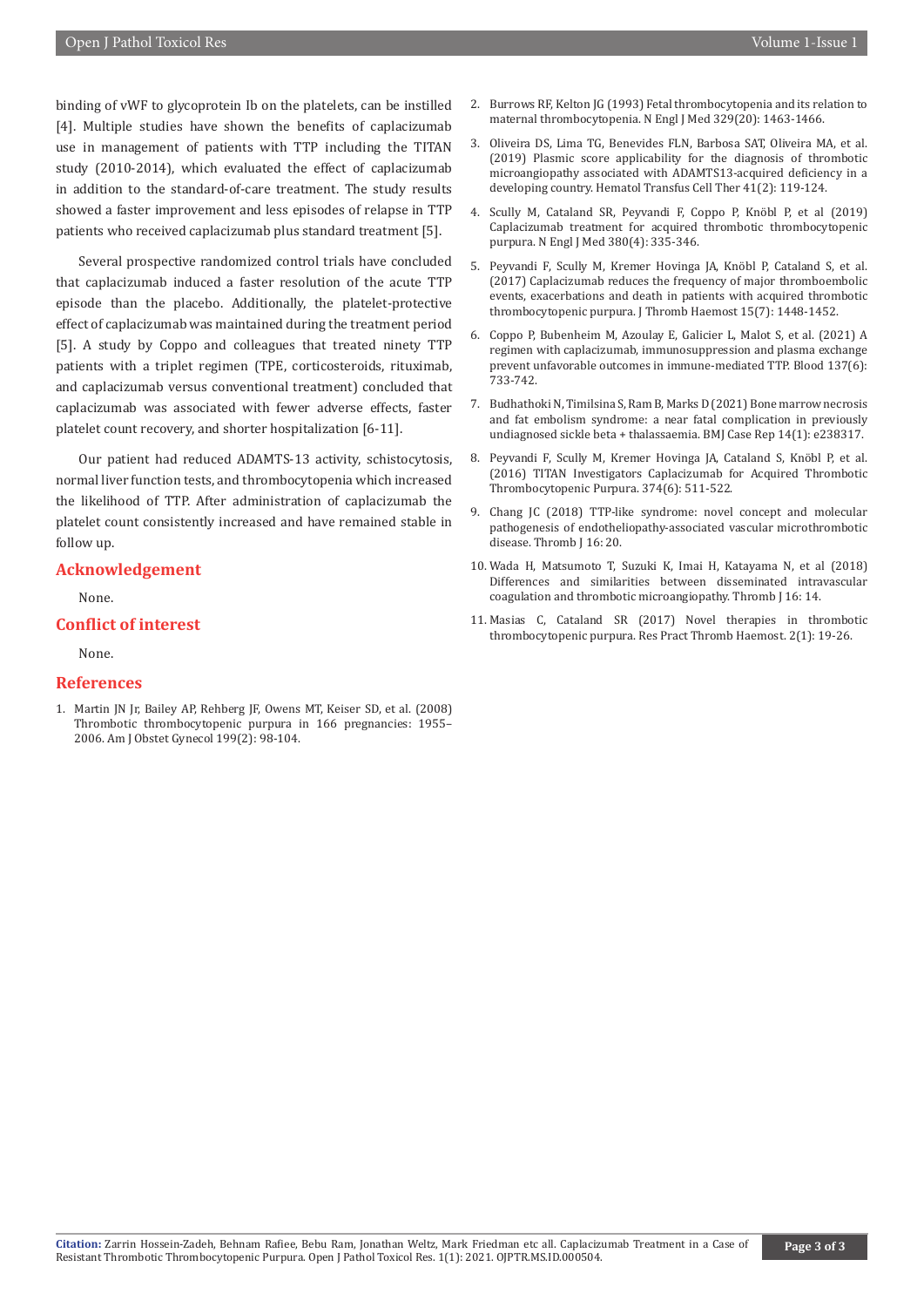binding of vWF to glycoprotein Ib on the platelets, can be instilled [4]. Multiple studies have shown the benefits of caplacizumab use in management of patients with TTP including the TITAN study (2010-2014), which evaluated the effect of caplacizumab in addition to the standard-of-care treatment. The study results showed a faster improvement and less episodes of relapse in TTP patients who received caplacizumab plus standard treatment [5].

Several prospective randomized control trials have concluded that caplacizumab induced a faster resolution of the acute TTP episode than the placebo. Additionally, the platelet-protective effect of caplacizumab was maintained during the treatment period [5]. A study by Coppo and colleagues that treated ninety TTP patients with a triplet regimen (TPE, corticosteroids, rituximab, and caplacizumab versus conventional treatment) concluded that caplacizumab was associated with fewer adverse effects, faster platelet count recovery, and shorter hospitalization [6-11].

Our patient had reduced ADAMTS-13 activity, schistocytosis, normal liver function tests, and thrombocytopenia which increased the likelihood of TTP. After administration of caplacizumab the platelet count consistently increased and have remained stable in follow up.

## Acknowledgement

None.

## Conflict of interest

None.

## References

1. Martin JN Jr, Bailey AP, Rehberg JF, Owens MT, Keiser SD, et al. (2008) Thrombotic thrombocytopenic purpura in 166 pregnancies: 1955–2006. Am J Obstet Gynecol 199(2): 98-104.
2. Burrows RF, Kelton JG (1993) Fetal thrombocytopenia and its relation to maternal thrombocytopenia. N Engl J Med 329(20): 1463-1466.
3. Oliveira DS, Lima TG, Benevides FLN, Barbosa SAT, Oliveira MA, et al. (2019) Plasmic score applicability for the diagnosis of thrombotic microangiopathy associated with ADAMTS13-acquired deficiency in a developing country. Hematol Transfus Cell Ther 41(2): 119-124.
4. Scully M, Cataland SR, Peyvandi F, Coppo P, Knöbl P, et al (2019) Caplacizumab treatment for acquired thrombotic thrombocytopenic purpura. N Engl J Med 380(4): 335-346.
5. Peyvandi F, Scully M, Kremer Hovinga JA, Knöbl P, Cataland S, et al. (2017) Caplacizumab reduces the frequency of major thromboembolic events, exacerbations and death in patients with acquired thrombotic thrombocytopenic purpura. J Thromb Haemost 15(7): 1448-1452.
6. Coppo P, Bubenheim M, Azoulay E, Galicier L, Malot S, et al. (2021) A regimen with caplacizumab, immunosuppression and plasma exchange prevent unfavorable outcomes in immune-mediated TTP. Blood 137(6): 733-742.
7. Budhathoki N, Timilsina S, Ram B, Marks D (2021) Bone marrow necrosis and fat embolism syndrome: a near fatal complication in previously undiagnosed sickle beta + thalassaemia. BMJ Case Rep 14(1): e238317.
8. Peyvandi F, Scully M, Kremer Hovinga JA, Cataland S, Knöbl P, et al. (2016) TITAN Investigators Caplacizumab for Acquired Thrombotic Thrombocytopenic Purpura. 374(6): 511-522.
9. Chang JC (2018) TTP-like syndrome: novel concept and molecular pathogenesis of endotheliopathy-associated vascular microthrombotic disease. Thromb J 16: 20.
10. Wada H, Matsumoto T, Suzuki K, Imai H, Katayama N, et al (2018) Differences and similarities between disseminated intravascular coagulation and thrombotic microangiopathy. Thromb J 16: 14.
11. Masias C, Cataland SR (2017) Novel therapies in thrombotic thrombocytopenic purpura. Res Pract Thromb Haemost. 2(1): 19-26.